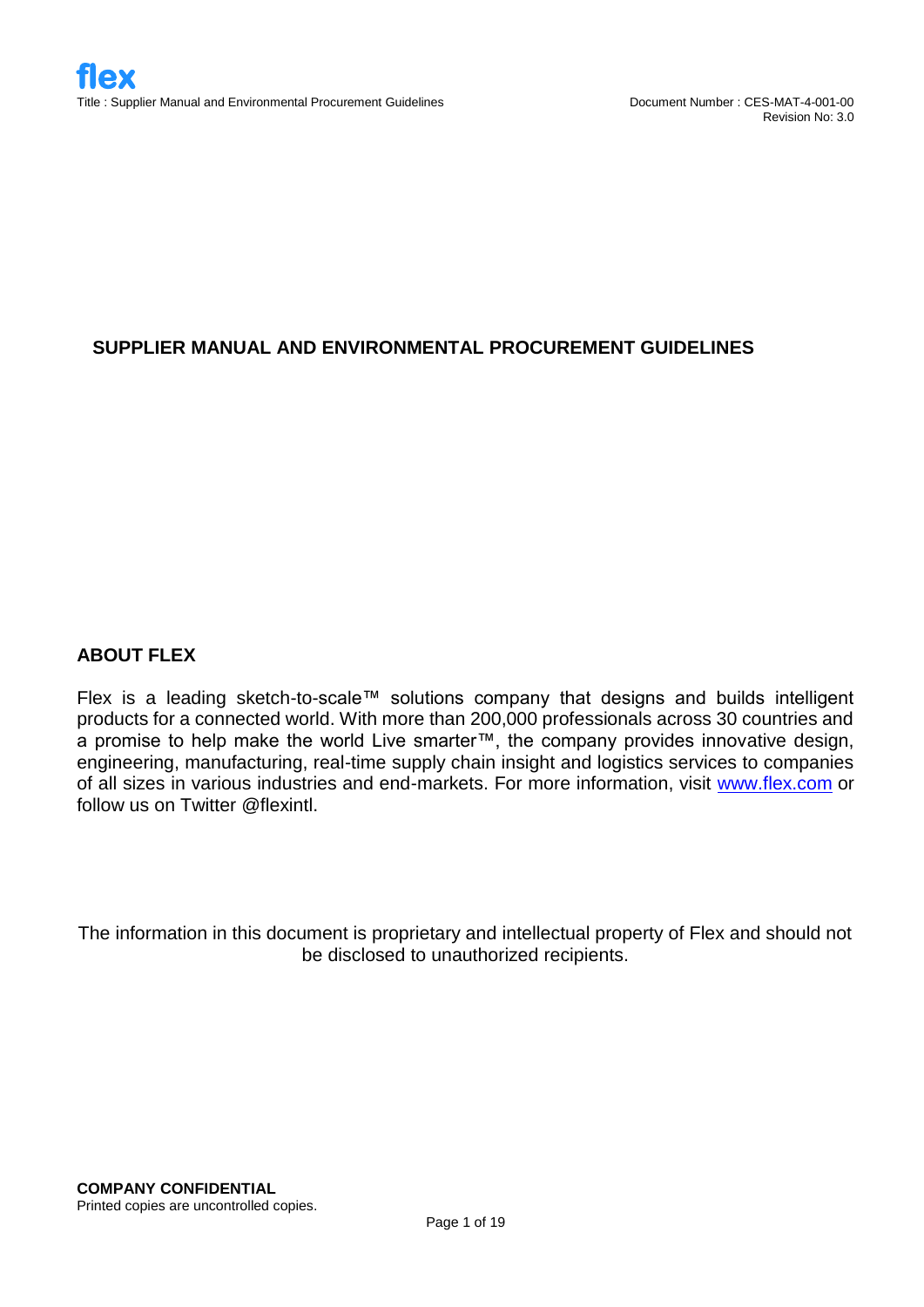# SUPPLIER MANUAL AND ENVIRONMENTAL PROCUREMENT GUIDELINES

## ABOUT FLEX

Flex is a leading sketch-to-scale™ solutions company that designs and builds intelligent products for a connected world. With more than 200,000 professionals across 30 countries and a promise to help make the world Live smarter™, the company provides innovative design, engineering, manufacturing, real-time supply chain insight and logistics services to companies of all sizes in various industries and end-markets. For more information, visit [www.flex.com](http://www.flex.com) or follow us on Twitter @flexintl.

The information in this document is proprietary and intellectual property of Flex and should not be disclosed to unauthorized recipients.

**COMPANY CONFIDENTIAL**
Printed copies are uncontrolled copies.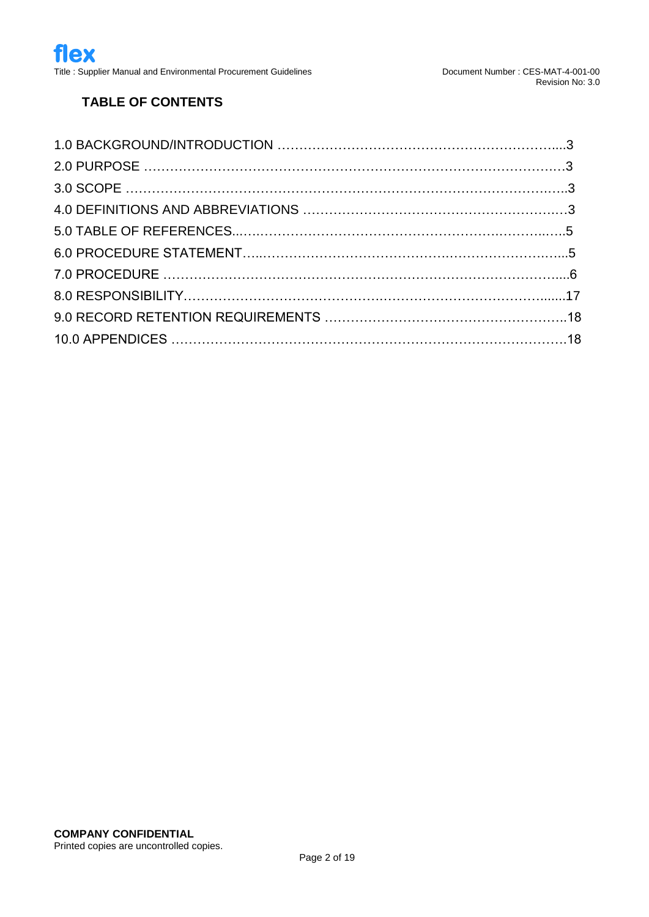## TABLE OF CONTENTS

1.0 BACKGROUND/INTRODUCTION ……………………………………………………….....3
2.0 PURPOSE ……………………………………………………………………………….3
3.0 SCOPE ……………………………………………………………………………….….3
4.0 DEFINITIONS AND ABBREVIATIONS ……………………………………………….…3
5.0 TABLE OF REFERENCES..…..………………………………………………….……..…..5
6.0 PROCEDURE STATEMENT…...……………………………….………………….…...5
7.0 PROCEDURE …………………………………………………………………………....6
8.0 RESPONSIBILITY………………………………….…………………………….......17
9.0 RECORD RETENTION REQUIREMENTS ……………………………………………..18
10.0 APPENDICES ……………………………………………………………………………18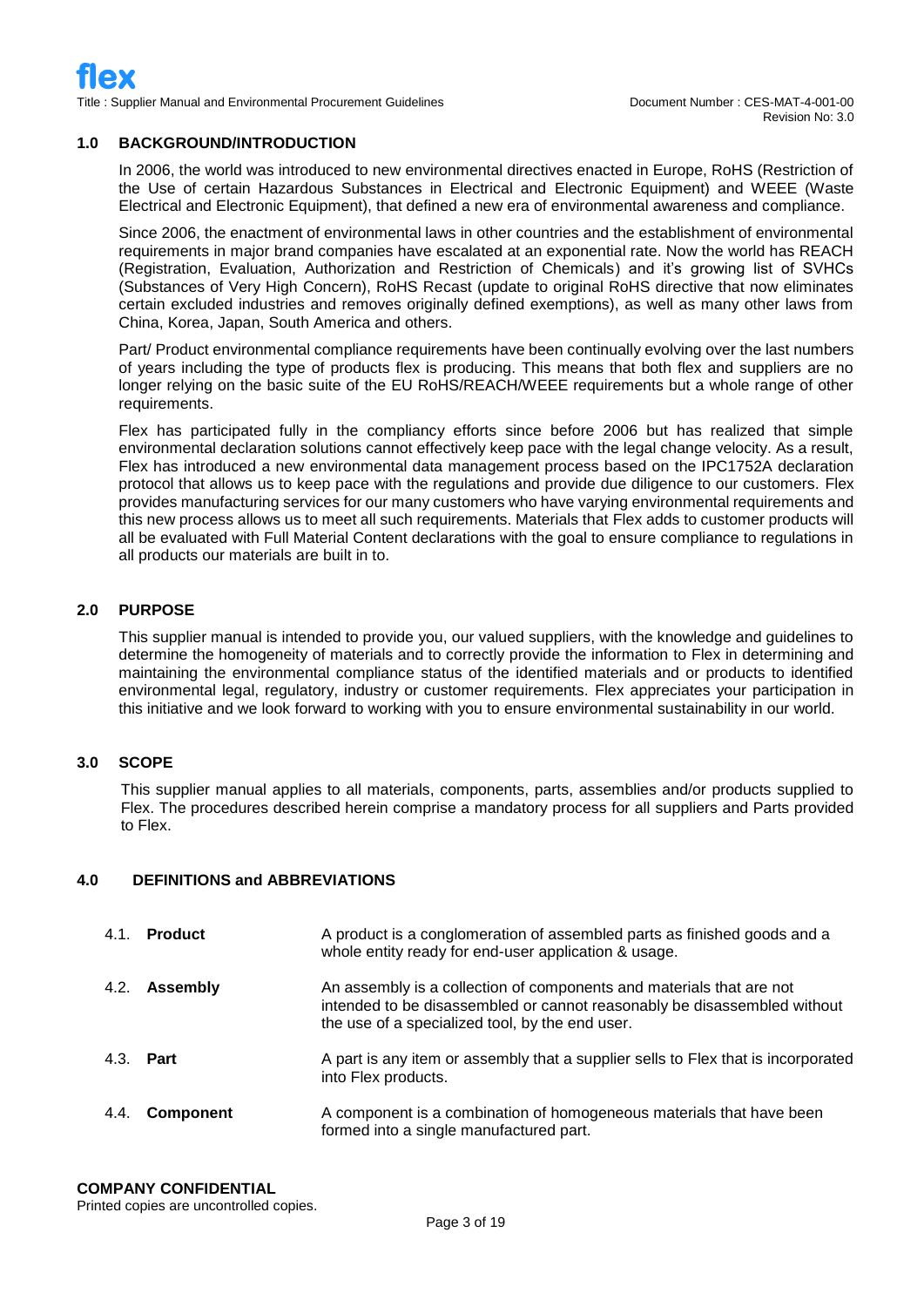## 1.0 BACKGROUND/INTRODUCTION

In 2006, the world was introduced to new environmental directives enacted in Europe, RoHS (Restriction of the Use of certain Hazardous Substances in Electrical and Electronic Equipment) and WEEE (Waste Electrical and Electronic Equipment), that defined a new era of environmental awareness and compliance.

Since 2006, the enactment of environmental laws in other countries and the establishment of environmental requirements in major brand companies have escalated at an exponential rate. Now the world has REACH (Registration, Evaluation, Authorization and Restriction of Chemicals) and it's growing list of SVHCs (Substances of Very High Concern), RoHS Recast (update to original RoHS directive that now eliminates certain excluded industries and removes originally defined exemptions), as well as many other laws from China, Korea, Japan, South America and others.

Part/ Product environmental compliance requirements have been continually evolving over the last numbers of years including the type of products flex is producing. This means that both flex and suppliers are no longer relying on the basic suite of the EU RoHS/REACH/WEEE requirements but a whole range of other requirements.

Flex has participated fully in the compliancy efforts since before 2006 but has realized that simple environmental declaration solutions cannot effectively keep pace with the legal change velocity. As a result, Flex has introduced a new environmental data management process based on the IPC1752A declaration protocol that allows us to keep pace with the regulations and provide due diligence to our customers. Flex provides manufacturing services for our many customers who have varying environmental requirements and this new process allows us to meet all such requirements. Materials that Flex adds to customer products will all be evaluated with Full Material Content declarations with the goal to ensure compliance to regulations in all products our materials are built in to.

## 2.0 PURPOSE

This supplier manual is intended to provide you, our valued suppliers, with the knowledge and guidelines to determine the homogeneity of materials and to correctly provide the information to Flex in determining and maintaining the environmental compliance status of the identified materials and or products to identified environmental legal, regulatory, industry or customer requirements. Flex appreciates your participation in this initiative and we look forward to working with you to ensure environmental sustainability in our world.

## 3.0 SCOPE

This supplier manual applies to all materials, components, parts, assemblies and/or products supplied to Flex. The procedures described herein comprise a mandatory process for all suppliers and Parts provided to Flex.

## 4.0 DEFINITIONS and ABBREVIATIONS

| | |
|---|---|
| 4.1. **Product** | A product is a conglomeration of assembled parts as finished goods and a whole entity ready for end-user application & usage. |
| 4.2. **Assembly** | An assembly is a collection of components and materials that are not intended to be disassembled or cannot reasonably be disassembled without the use of a specialized tool, by the end user. |
| 4.3. **Part** | A part is any item or assembly that a supplier sells to Flex that is incorporated into Flex products. |
| 4.4. **Component** | A component is a combination of homogeneous materials that have been formed into a single manufactured part. |

**COMPANY CONFIDENTIAL**
Printed copies are uncontrolled copies.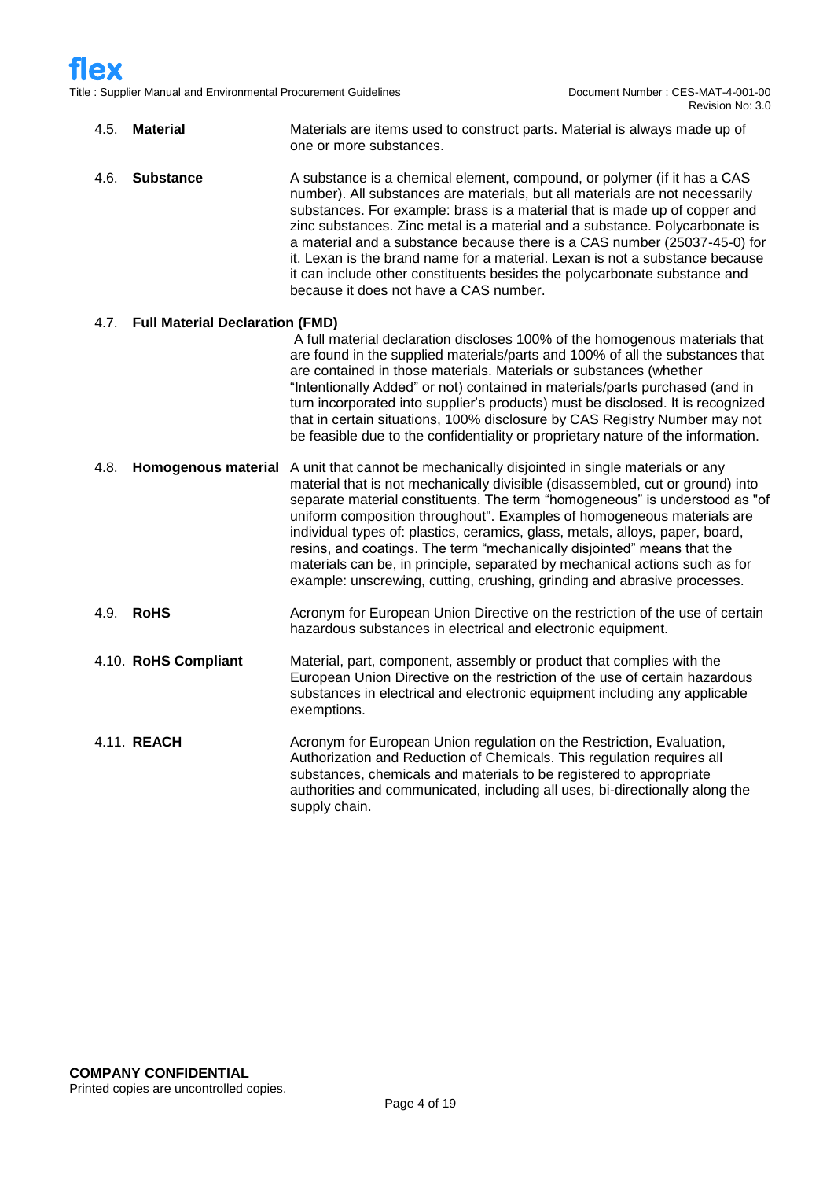**4.5. Material** — Materials are items used to construct parts. Material is always made up of one or more substances.

**4.6. Substance** — A substance is a chemical element, compound, or polymer (if it has a CAS number). All substances are materials, but all materials are not necessarily substances. For example: brass is a material that is made up of copper and zinc substances. Zinc metal is a material and a substance. Polycarbonate is a material and a substance because there is a CAS number (25037-45-0) for it. Lexan is the brand name for a material. Lexan is not a substance because it can include other constituents besides the polycarbonate substance and because it does not have a CAS number.

**4.7. Full Material Declaration (FMD)**

A full material declaration discloses 100% of the homogenous materials that are found in the supplied materials/parts and 100% of all the substances that are contained in those materials. Materials or substances (whether "Intentionally Added" or not) contained in materials/parts purchased (and in turn incorporated into supplier's products) must be disclosed. It is recognized that in certain situations, 100% disclosure by CAS Registry Number may not be feasible due to the confidentiality or proprietary nature of the information.

**4.8. Homogenous material** — A unit that cannot be mechanically disjointed in single materials or any material that is not mechanically divisible (disassembled, cut or ground) into separate material constituents. The term "homogeneous" is understood as "of uniform composition throughout". Examples of homogeneous materials are individual types of: plastics, ceramics, glass, metals, alloys, paper, board, resins, and coatings. The term "mechanically disjointed" means that the materials can be, in principle, separated by mechanical actions such as for example: unscrewing, cutting, crushing, grinding and abrasive processes.

**4.9. RoHS** — Acronym for European Union Directive on the restriction of the use of certain hazardous substances in electrical and electronic equipment.

**4.10. RoHS Compliant** — Material, part, component, assembly or product that complies with the European Union Directive on the restriction of the use of certain hazardous substances in electrical and electronic equipment including any applicable exemptions.

**4.11. REACH** — Acronym for European Union regulation on the Restriction, Evaluation, Authorization and Reduction of Chemicals. This regulation requires all substances, chemicals and materials to be registered to appropriate authorities and communicated, including all uses, bi-directionally along the supply chain.

**COMPANY CONFIDENTIAL**
Printed copies are uncontrolled copies.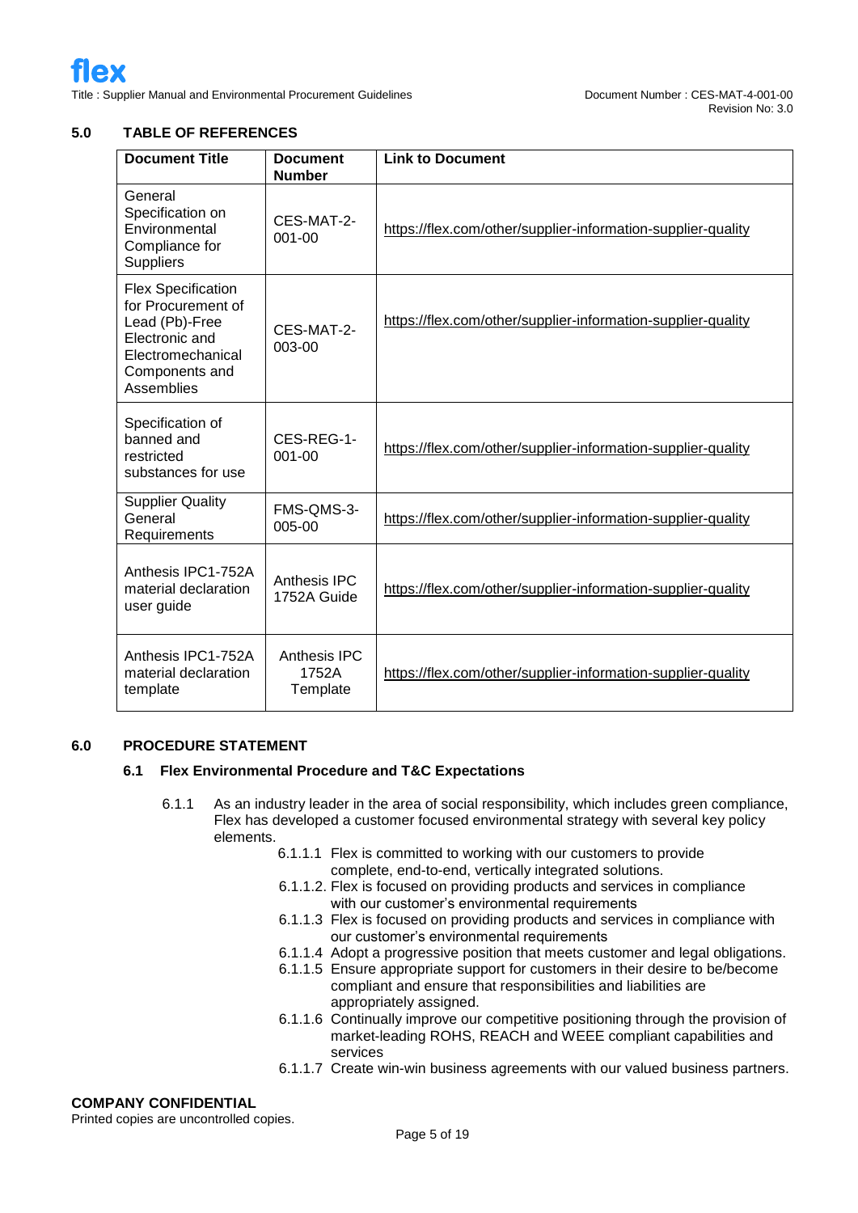## 5.0 TABLE OF REFERENCES

| Document Title | Document Number | Link to Document |
|---|---|---|
| General Specification on Environmental Compliance for Suppliers | CES-MAT-2-001-00 | https://flex.com/other/supplier-information-supplier-quality |
| Flex Specification for Procurement of Lead (Pb)-Free Electronic and Electromechanical Components and Assemblies | CES-MAT-2-003-00 | https://flex.com/other/supplier-information-supplier-quality |
| Specification of banned and restricted substances for use | CES-REG-1-001-00 | https://flex.com/other/supplier-information-supplier-quality |
| Supplier Quality General Requirements | FMS-QMS-3-005-00 | https://flex.com/other/supplier-information-supplier-quality |
| Anthesis IPC1-752A material declaration user guide | Anthesis IPC 1752A Guide | https://flex.com/other/supplier-information-supplier-quality |
| Anthesis IPC1-752A material declaration template | Anthesis IPC 1752A Template | https://flex.com/other/supplier-information-supplier-quality |

## 6.0 PROCEDURE STATEMENT

### 6.1 Flex Environmental Procedure and T&C Expectations

6.1.1 As an industry leader in the area of social responsibility, which includes green compliance, Flex has developed a customer focused environmental strategy with several key policy elements.

- 6.1.1.1 Flex is committed to working with our customers to provide complete, end-to-end, vertically integrated solutions.
- 6.1.1.2. Flex is focused on providing products and services in compliance with our customer's environmental requirements
- 6.1.1.3 Flex is focused on providing products and services in compliance with our customer's environmental requirements
- 6.1.1.4 Adopt a progressive position that meets customer and legal obligations.
- 6.1.1.5 Ensure appropriate support for customers in their desire to be/become compliant and ensure that responsibilities and liabilities are appropriately assigned.
- 6.1.1.6 Continually improve our competitive positioning through the provision of market-leading ROHS, REACH and WEEE compliant capabilities and services
- 6.1.1.7 Create win-win business agreements with our valued business partners.

**COMPANY CONFIDENTIAL**
Printed copies are uncontrolled copies.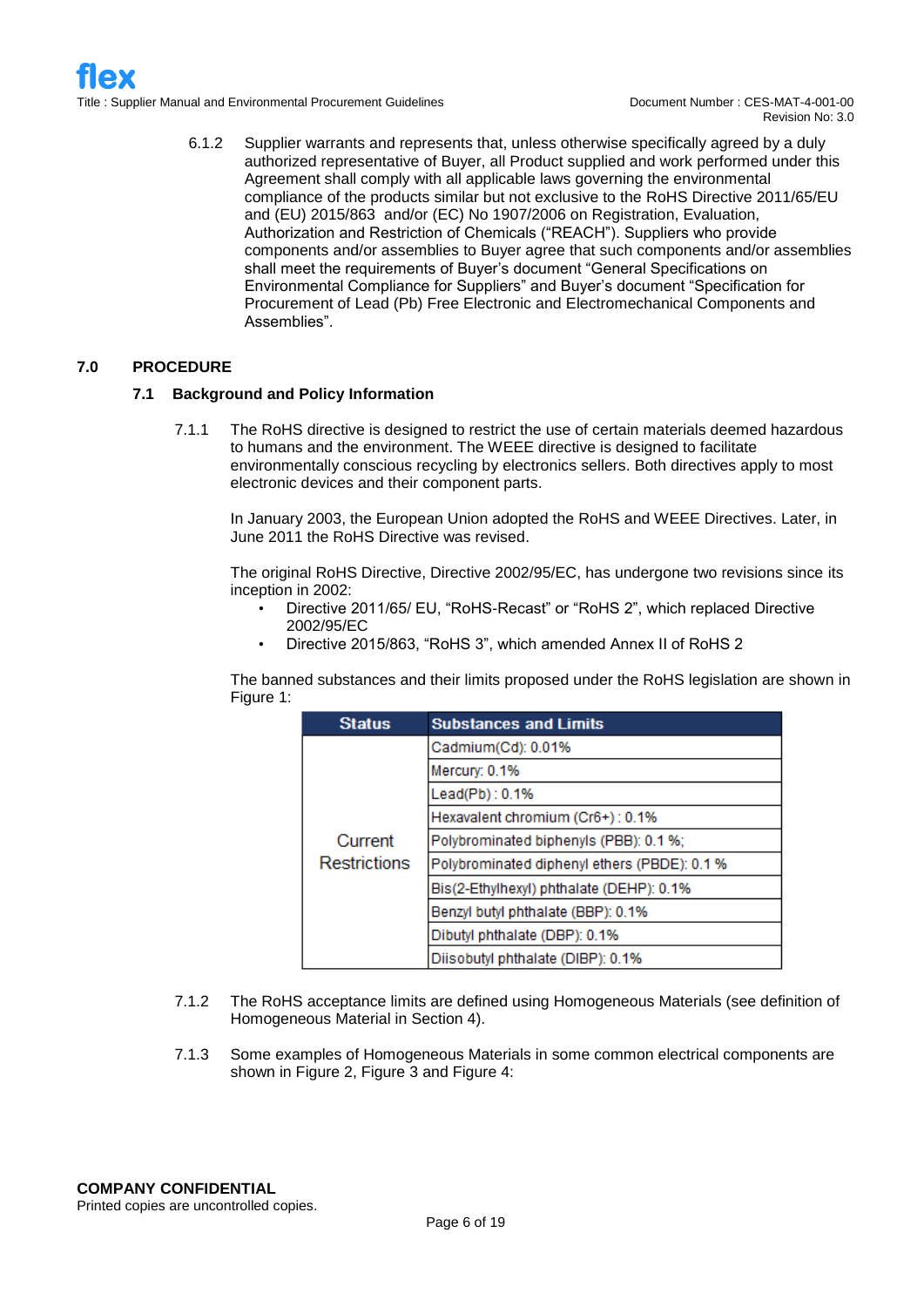6.1.2 Supplier warrants and represents that, unless otherwise specifically agreed by a duly authorized representative of Buyer, all Product supplied and work performed under this Agreement shall comply with all applicable laws governing the environmental compliance of the products similar but not exclusive to the RoHS Directive 2011/65/EU and (EU) 2015/863 and/or (EC) No 1907/2006 on Registration, Evaluation, Authorization and Restriction of Chemicals ("REACH"). Suppliers who provide components and/or assemblies to Buyer agree that such components and/or assemblies shall meet the requirements of Buyer's document "General Specifications on Environmental Compliance for Suppliers" and Buyer's document "Specification for Procurement of Lead (Pb) Free Electronic and Electromechanical Components and Assemblies".

## 7.0 PROCEDURE

### 7.1 Background and Policy Information

7.1.1 The RoHS directive is designed to restrict the use of certain materials deemed hazardous to humans and the environment. The WEEE directive is designed to facilitate environmentally conscious recycling by electronics sellers. Both directives apply to most electronic devices and their component parts.

In January 2003, the European Union adopted the RoHS and WEEE Directives. Later, in June 2011 the RoHS Directive was revised.

The original RoHS Directive, Directive 2002/95/EC, has undergone two revisions since its inception in 2002:

- Directive 2011/65/ EU, "RoHS-Recast" or "RoHS 2", which replaced Directive 2002/95/EC
- Directive 2015/863, "RoHS 3", which amended Annex II of RoHS 2

The banned substances and their limits proposed under the RoHS legislation are shown in Figure 1:

| Status | Substances and Limits |
|---|---|
| Current Restrictions | Cadmium(Cd): 0.01% |
| | Mercury: 0.1% |
| | Lead(Pb) : 0.1% |
| | Hexavalent chromium (Cr6+) : 0.1% |
| | Polybrominated biphenyls (PBB): 0.1 %; |
| | Polybrominated diphenyl ethers (PBDE): 0.1 % |
| | Bis(2-Ethylhexyl) phthalate (DEHP): 0.1% |
| | Benzyl butyl phthalate (BBP): 0.1% |
| | Dibutyl phthalate (DBP): 0.1% |
| | Diisobutyl phthalate (DIBP): 0.1% |

7.1.2 The RoHS acceptance limits are defined using Homogeneous Materials (see definition of Homogeneous Material in Section 4).

7.1.3 Some examples of Homogeneous Materials in some common electrical components are shown in Figure 2, Figure 3 and Figure 4: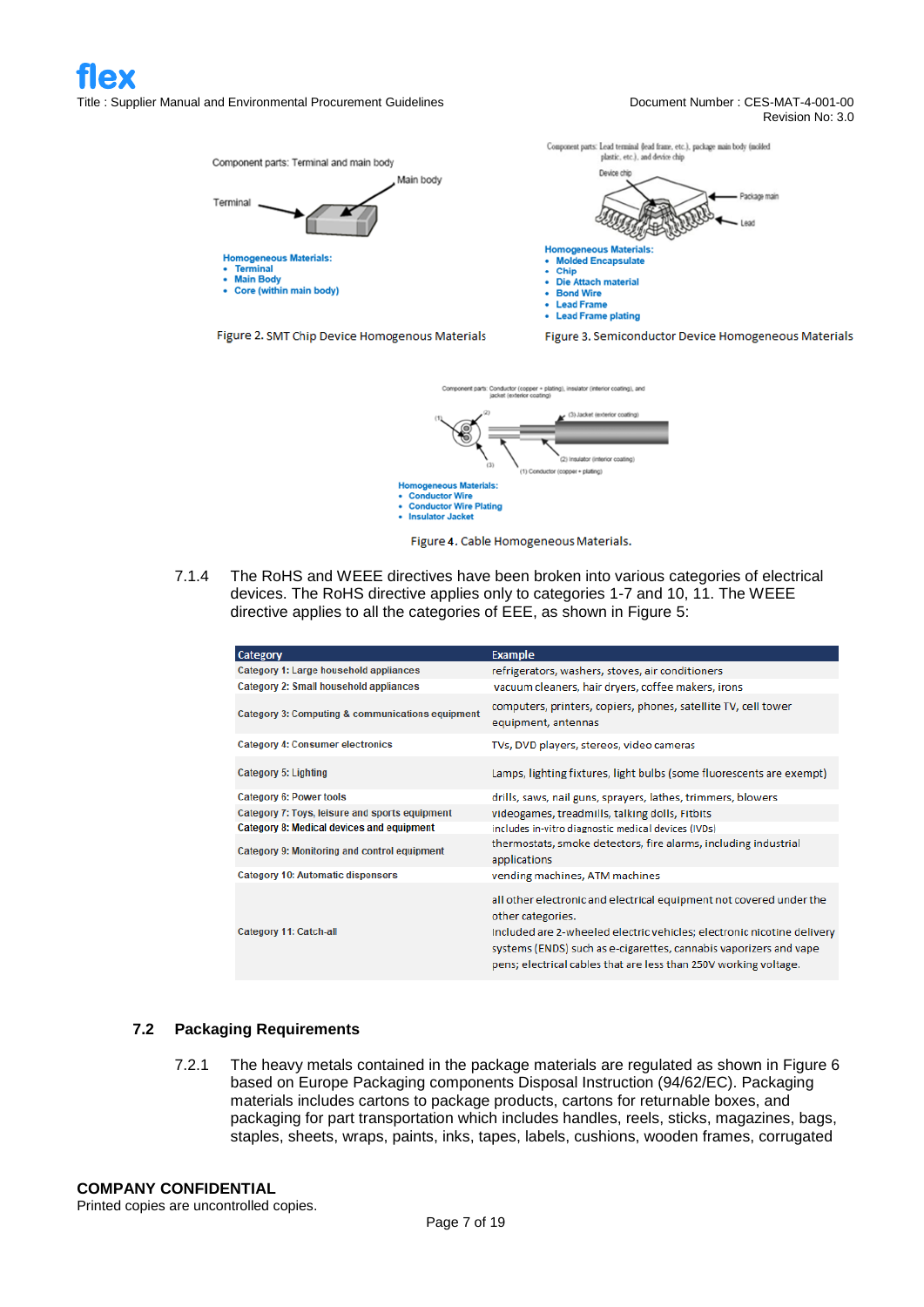Component parts: Terminal and main body

Terminal

Main body

**Homogeneous Materials:**
- **Terminal**
- **Main Body**
- **Core (within main body)**

Figure 2. SMT Chip Device Homogenous Materials

Component parts: Lead terminal (lead frame, etc.), package main body (molded plastic, etc.), and device chip

Device chip

Package main

Lead

**Homogeneous Materials:**
- **Molded Encapsulate**
- **Chip**
- **Die Attach material**
- **Bond Wire**
- **Lead Frame**
- **Lead Frame plating**

Figure 3. Semiconductor Device Homogeneous Materials

Component parts: Conductor (copper + plating), insulator (interior coating), and jacket (exterior coating)

(1) (2) (3)

(3) Jacket (exterior coating)

(2) Insulator (interior coating)

(1) Conductor (copper + plating)

**Homogeneous Materials:**
- **Conductor Wire**
- **Conductor Wire Plating**
- **Insulator Jacket**

Figure 4. Cable Homogeneous Materials.

7.1.4 The RoHS and WEEE directives have been broken into various categories of electrical devices. The RoHS directive applies only to categories 1-7 and 10, 11. The WEEE directive applies to all the categories of EEE, as shown in Figure 5:

| Category | Example |
|---|---|
| Category 1: Large household appliances | refrigerators, washers, stoves, air conditioners |
| Category 2: Small household appliances | vacuum cleaners, hair dryers, coffee makers, irons |
| Category 3: Computing & communications equipment | computers, printers, copiers, phones, satellite TV, cell tower equipment, antennas |
| Category 4: Consumer electronics | TVs, DVD players, stereos, video cameras |
| Category 5: Lighting | Lamps, lighting fixtures, light bulbs (some fluorescents are exempt) |
| Category 6: Power tools | drills, saws, nail guns, sprayers, lathes, trimmers, blowers |
| Category 7: Toys, leisure and sports equipment | videogames, treadmills, talking dolls, Fitbits |
| Category 8: Medical devices and equipment | includes in-vitro diagnostic medical devices (IVDs) |
| Category 9: Monitoring and control equipment | thermostats, smoke detectors, fire alarms, including industrial applications |
| Category 10: Automatic dispensors | vending machines, ATM machines |
| Category 11: Catch-all | all other electronic and electrical equipment not covered under the other categories. Included are 2-wheeled electric vehicles; electronic nicotine delivery systems (ENDS) such as e-cigarettes, cannabis vaporizers and vape pens; electrical cables that are less than 250V working voltage. |

### 7.2 Packaging Requirements

7.2.1 The heavy metals contained in the package materials are regulated as shown in Figure 6 based on Europe Packaging components Disposal Instruction (94/62/EC). Packaging materials includes cartons to package products, cartons for returnable boxes, and packaging for part transportation which includes handles, reels, sticks, magazines, bags, staples, sheets, wraps, paints, inks, tapes, labels, cushions, wooden frames, corrugated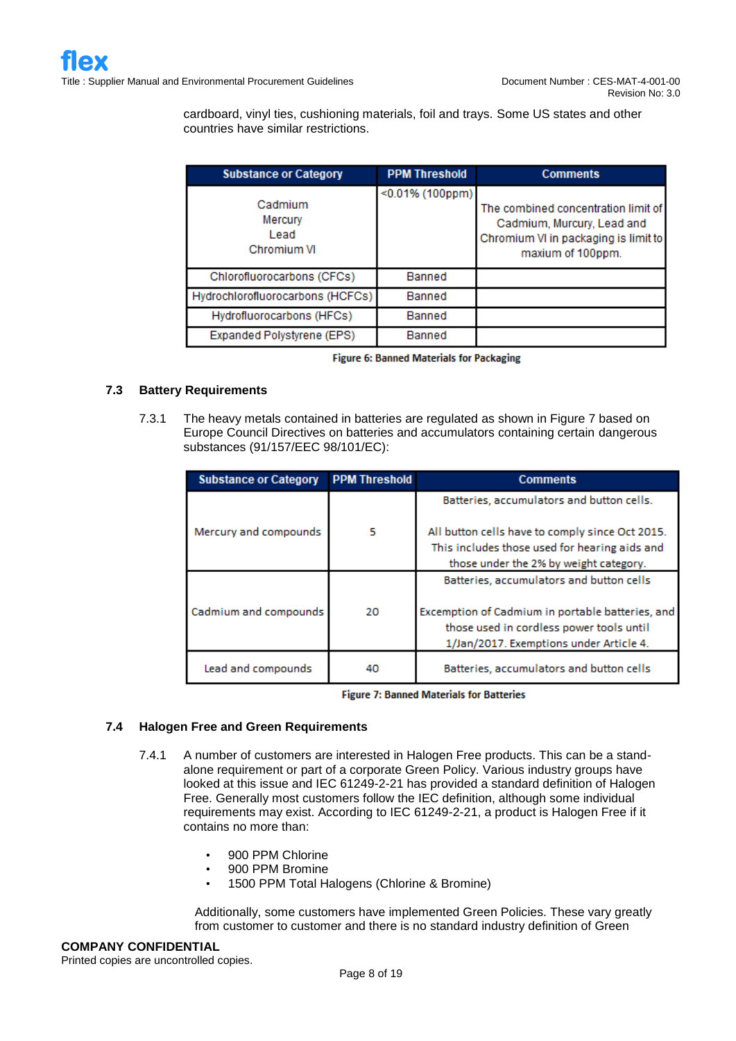cardboard, vinyl ties, cushioning materials, foil and trays. Some US states and other countries have similar restrictions.

| Substance or Category | PPM Threshold | Comments |
|---|---|---|
| Cadmium<br>Mercury<br>Lead<br>Chromium VI | <0.01% (100ppm) | The combined concentration limit of Cadmium, Murcury, Lead and Chromium VI in packaging is limit to maxium of 100ppm. |
| Chlorofluorocarbons (CFCs) | Banned | |
| Hydrochlorofluorocarbons (HCFCs) | Banned | |
| Hydrofluorocarbons (HFCs) | Banned | |
| Expanded Polystyrene (EPS) | Banned | |

**Figure 6: Banned Materials for Packaging**

### 7.3 Battery Requirements

7.3.1 The heavy metals contained in batteries are regulated as shown in Figure 7 based on Europe Council Directives on batteries and accumulators containing certain dangerous substances (91/157/EEC 98/101/EC):

| Substance or Category | PPM Threshold | Comments |
|---|---|---|
| Mercury and compounds | 5 | Batteries, accumulators and button cells.<br><br>All button cells have to comply since Oct 2015. This includes those used for hearing aids and those under the 2% by weight category. |
| Cadmium and compounds | 20 | Batteries, accumulators and button cells<br><br>Excemption of Cadmium in portable batteries, and those used in cordless power tools until 1/Jan/2017. Exemptions under Article 4. |
| Lead and compounds | 40 | Batteries, accumulators and button cells |

**Figure 7: Banned Materials for Batteries**

### 7.4 Halogen Free and Green Requirements

7.4.1 A number of customers are interested in Halogen Free products. This can be a stand-alone requirement or part of a corporate Green Policy. Various industry groups have looked at this issue and IEC 61249-2-21 has provided a standard definition of Halogen Free. Generally most customers follow the IEC definition, although some individual requirements may exist. According to IEC 61249-2-21, a product is Halogen Free if it contains no more than:

- 900 PPM Chlorine
- 900 PPM Bromine
- 1500 PPM Total Halogens (Chlorine & Bromine)

Additionally, some customers have implemented Green Policies. These vary greatly from customer to customer and there is no standard industry definition of Green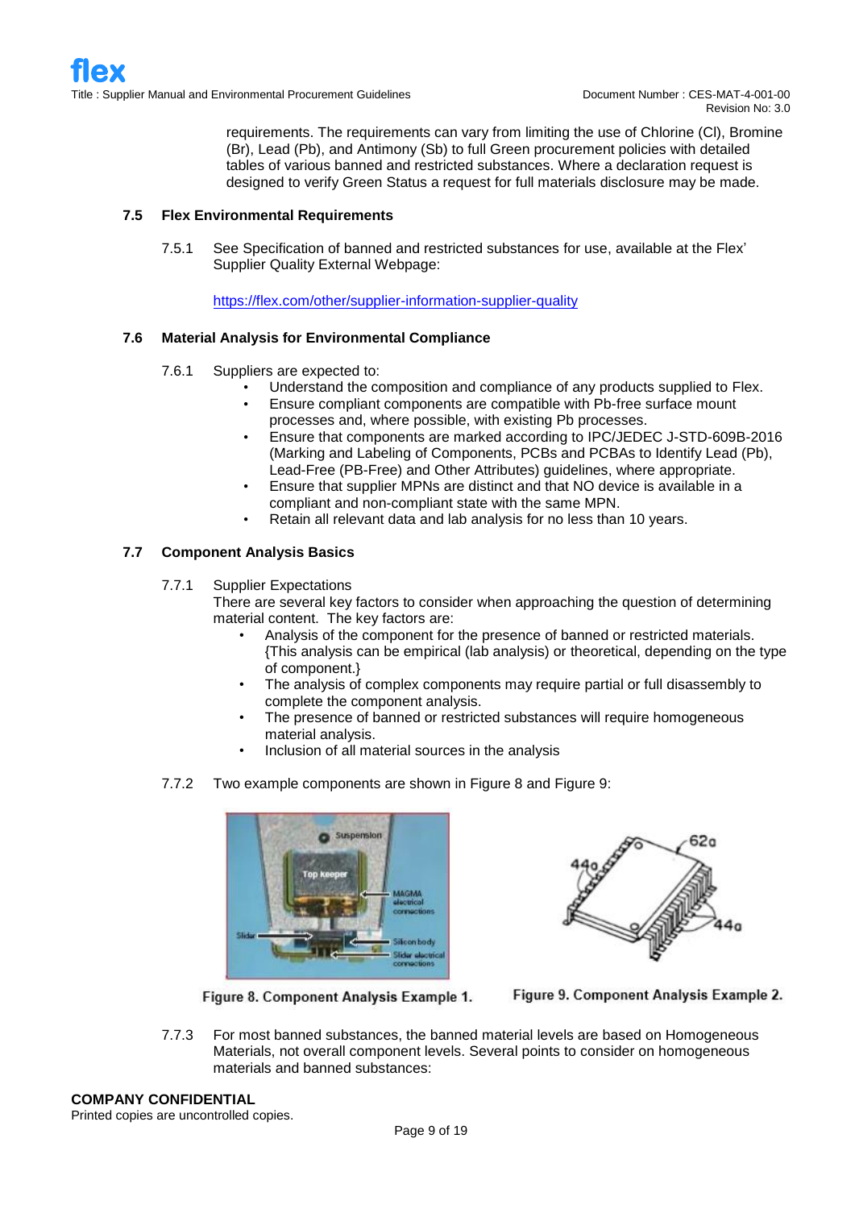requirements. The requirements can vary from limiting the use of Chlorine (Cl), Bromine (Br), Lead (Pb), and Antimony (Sb) to full Green procurement policies with detailed tables of various banned and restricted substances. Where a declaration request is designed to verify Green Status a request for full materials disclosure may be made.

### 7.5 Flex Environmental Requirements

7.5.1 See Specification of banned and restricted substances for use, available at the Flex' Supplier Quality External Webpage:

https://flex.com/other/supplier-information-supplier-quality

### 7.6 Material Analysis for Environmental Compliance

7.6.1 Suppliers are expected to:

- Understand the composition and compliance of any products supplied to Flex.
- Ensure compliant components are compatible with Pb-free surface mount processes and, where possible, with existing Pb processes.
- Ensure that components are marked according to IPC/JEDEC J-STD-609B-2016 (Marking and Labeling of Components, PCBs and PCBAs to Identify Lead (Pb), Lead-Free (PB-Free) and Other Attributes) guidelines, where appropriate.
- Ensure that supplier MPNs are distinct and that NO device is available in a compliant and non-compliant state with the same MPN.
- Retain all relevant data and lab analysis for no less than 10 years.

### 7.7 Component Analysis Basics

7.7.1 Supplier Expectations

There are several key factors to consider when approaching the question of determining material content. The key factors are:

- Analysis of the component for the presence of banned or restricted materials. {This analysis can be empirical (lab analysis) or theoretical, depending on the type of component.}
- The analysis of complex components may require partial or full disassembly to complete the component analysis.
- The presence of banned or restricted substances will require homogeneous material analysis.
- Inclusion of all material sources in the analysis

7.7.2 Two example components are shown in Figure 8 and Figure 9:

Figure 8. Component Analysis Example 1.

Figure 9. Component Analysis Example 2.

7.7.3 For most banned substances, the banned material levels are based on Homogeneous Materials, not overall component levels. Several points to consider on homogeneous materials and banned substances:

**COMPANY CONFIDENTIAL**
Printed copies are uncontrolled copies.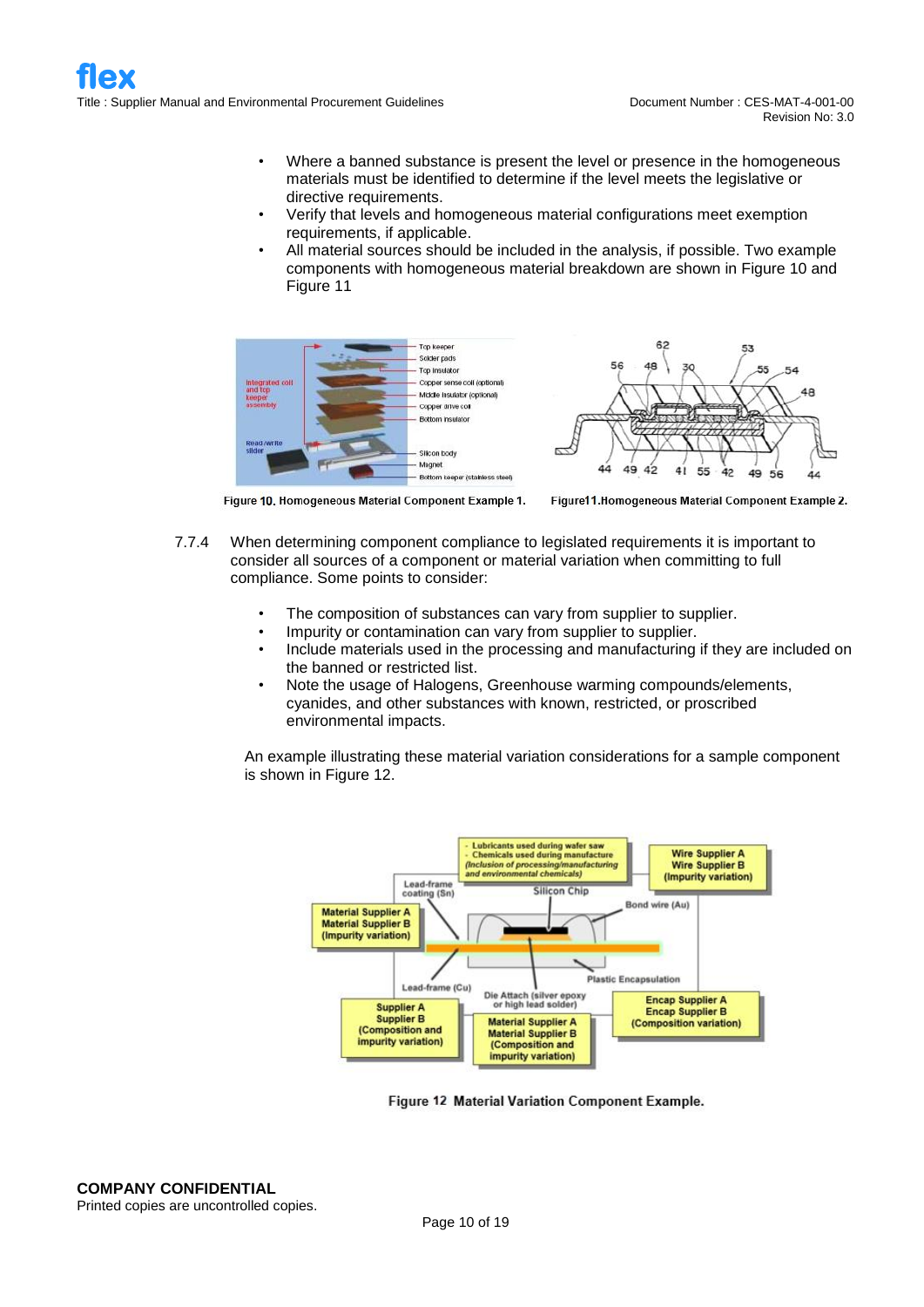- Where a banned substance is present the level or presence in the homogeneous materials must be identified to determine if the level meets the legislative or directive requirements.
- Verify that levels and homogeneous material configurations meet exemption requirements, if applicable.
- All material sources should be included in the analysis, if possible. Two example components with homogeneous material breakdown are shown in Figure 10 and Figure 11

Figure 10. Homogeneous Material Component Example 1.

Figure11.Homogeneous Material Component Example 2.

7.7.4 When determining component compliance to legislated requirements it is important to consider all sources of a component or material variation when committing to full compliance. Some points to consider:

- The composition of substances can vary from supplier to supplier.
- Impurity or contamination can vary from supplier to supplier.
- Include materials used in the processing and manufacturing if they are included on the banned or restricted list.
- Note the usage of Halogens, Greenhouse warming compounds/elements, cyanides, and other substances with known, restricted, or proscribed environmental impacts.

An example illustrating these material variation considerations for a sample component is shown in Figure 12.

Figure 12 Material Variation Component Example.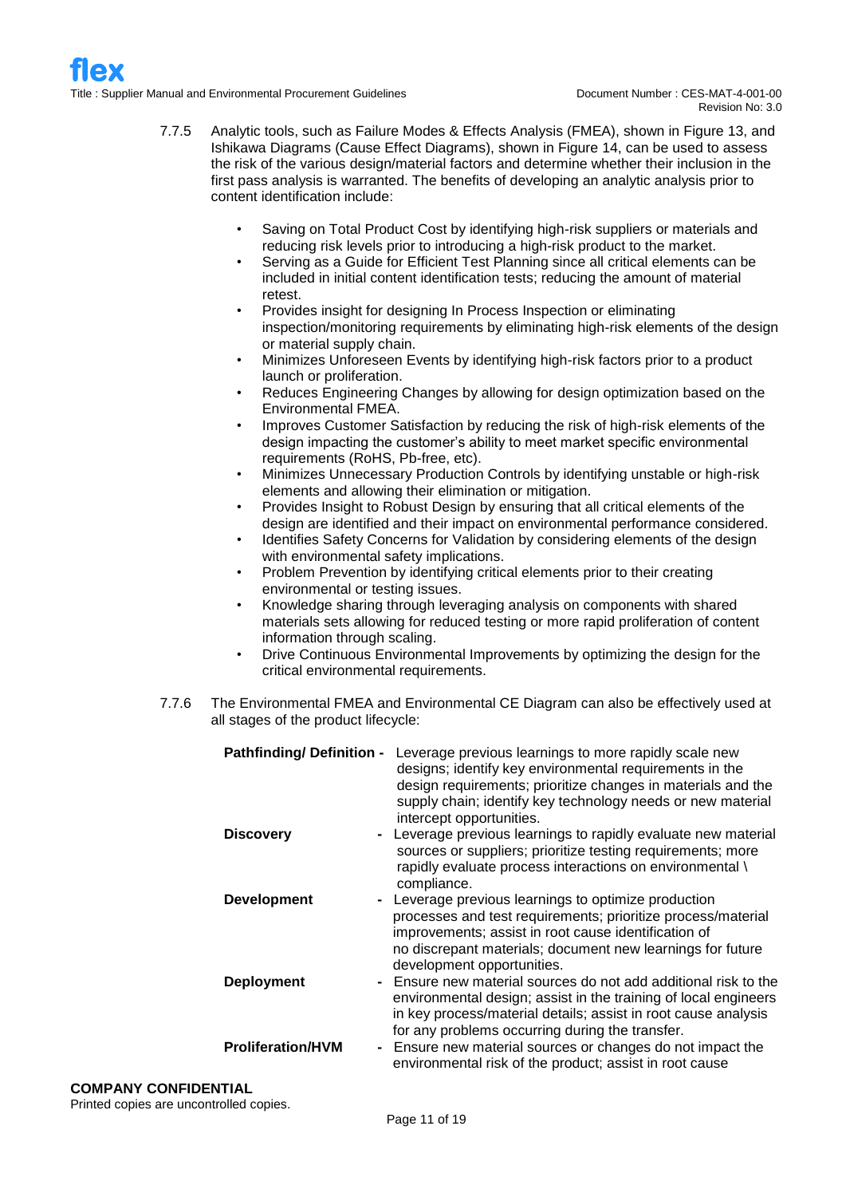7.7.5 Analytic tools, such as Failure Modes & Effects Analysis (FMEA), shown in Figure 13, and Ishikawa Diagrams (Cause Effect Diagrams), shown in Figure 14, can be used to assess the risk of the various design/material factors and determine whether their inclusion in the first pass analysis is warranted. The benefits of developing an analytic analysis prior to content identification include:

- Saving on Total Product Cost by identifying high-risk suppliers or materials and reducing risk levels prior to introducing a high-risk product to the market.
- Serving as a Guide for Efficient Test Planning since all critical elements can be included in initial content identification tests; reducing the amount of material retest.
- Provides insight for designing In Process Inspection or eliminating inspection/monitoring requirements by eliminating high-risk elements of the design or material supply chain.
- Minimizes Unforeseen Events by identifying high-risk factors prior to a product launch or proliferation.
- Reduces Engineering Changes by allowing for design optimization based on the Environmental FMEA.
- Improves Customer Satisfaction by reducing the risk of high-risk elements of the design impacting the customer's ability to meet market specific environmental requirements (RoHS, Pb-free, etc).
- Minimizes Unnecessary Production Controls by identifying unstable or high-risk elements and allowing their elimination or mitigation.
- Provides Insight to Robust Design by ensuring that all critical elements of the design are identified and their impact on environmental performance considered.
- Identifies Safety Concerns for Validation by considering elements of the design with environmental safety implications.
- Problem Prevention by identifying critical elements prior to their creating environmental or testing issues.
- Knowledge sharing through leveraging analysis on components with shared materials sets allowing for reduced testing or more rapid proliferation of content information through scaling.
- Drive Continuous Environmental Improvements by optimizing the design for the critical environmental requirements.

7.7.6 The Environmental FMEA and Environmental CE Diagram can also be effectively used at all stages of the product lifecycle:

**Pathfinding/ Definition -** Leverage previous learnings to more rapidly scale new designs; identify key environmental requirements in the design requirements; prioritize changes in materials and the supply chain; identify key technology needs or new material intercept opportunities.

**Discovery** - Leverage previous learnings to rapidly evaluate new material sources or suppliers; prioritize testing requirements; more rapidly evaluate process interactions on environmental \ compliance.

**Development** - Leverage previous learnings to optimize production processes and test requirements; prioritize process/material improvements; assist in root cause identification of no discrepant materials; document new learnings for future development opportunities.

**Deployment** - Ensure new material sources do not add additional risk to the environmental design; assist in the training of local engineers in key process/material details; assist in root cause analysis for any problems occurring during the transfer.

**Proliferation/HVM** - Ensure new material sources or changes do not impact the environmental risk of the product; assist in root cause

**COMPANY CONFIDENTIAL**
Printed copies are uncontrolled copies.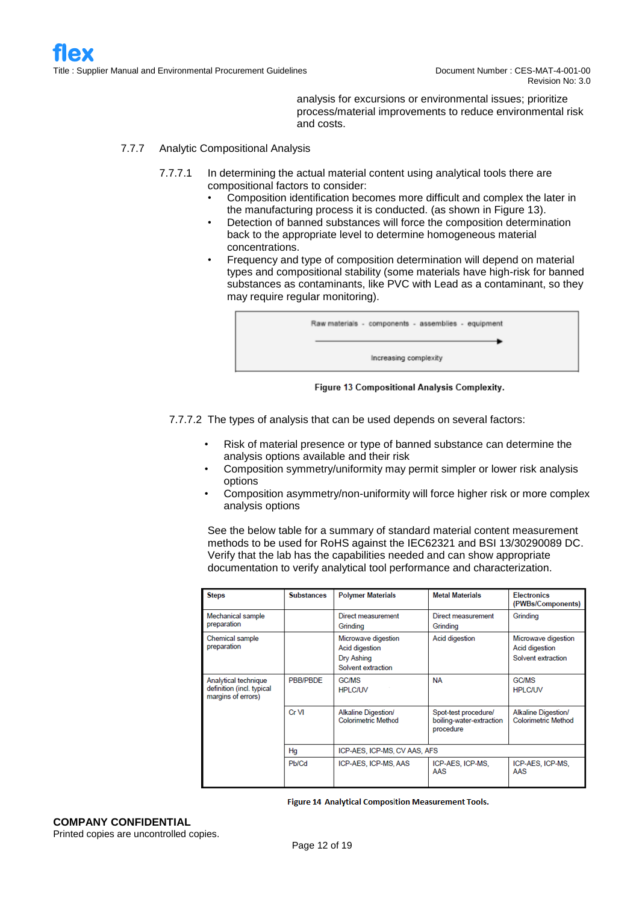analysis for excursions or environmental issues; prioritize process/material improvements to reduce environmental risk and costs.

### 7.7.7 Analytic Compositional Analysis

7.7.7.1 In determining the actual material content using analytical tools there are compositional factors to consider:

- Composition identification becomes more difficult and complex the later in the manufacturing process it is conducted. (as shown in Figure 13).
- Detection of banned substances will force the composition determination back to the appropriate level to determine homogeneous material concentrations.
- Frequency and type of composition determination will depend on material types and compositional stability (some materials have high-risk for banned substances as contaminants, like PVC with Lead as a contaminant, so they may require regular monitoring).

Raw materials - components - assemblies - equipment

Increasing complexity

**Figure 13 Compositional Analysis Complexity.**

7.7.7.2 The types of analysis that can be used depends on several factors:

- Risk of material presence or type of banned substance can determine the analysis options available and their risk
- Composition symmetry/uniformity may permit simpler or lower risk analysis options
- Composition asymmetry/non-uniformity will force higher risk or more complex analysis options

See the below table for a summary of standard material content measurement methods to be used for RoHS against the IEC62321 and BSI 13/30290089 DC. Verify that the lab has the capabilities needed and can show appropriate documentation to verify analytical tool performance and characterization.

| Steps | Substances | Polymer Materials | Metal Materials | Electronics (PWBs/Components) |
|---|---|---|---|---|
| Mechanical sample preparation | | Direct measurement<br>Grinding | Direct measurement<br>Grinding | Grinding |
| Chemical sample preparation | | Microwave digestion<br>Acid digestion<br>Dry Ashing<br>Solvent extraction | Acid digestion | Microwave digestion<br>Acid digestion<br>Solvent extraction |
| Analytical technique definition (incl. typical margins of errors) | PBB/PBDE | GC/MS<br>HPLC/UV | NA | GC/MS<br>HPLC/UV |
| | Cr VI | Alkaline Digestion/ Colorimetric Method | Spot-test procedure/ boiling-water-extraction procedure | Alkaline Digestion/ Colorimetric Method |
| | Hg | ICP-AES, ICP-MS, CV AAS, AFS | | |
| | Pb/Cd | ICP-AES, ICP-MS, AAS | ICP-AES, ICP-MS, AAS | ICP-AES, ICP-MS, AAS |

**Figure 14 Analytical Composition Measurement Tools.**

**COMPANY CONFIDENTIAL**
Printed copies are uncontrolled copies.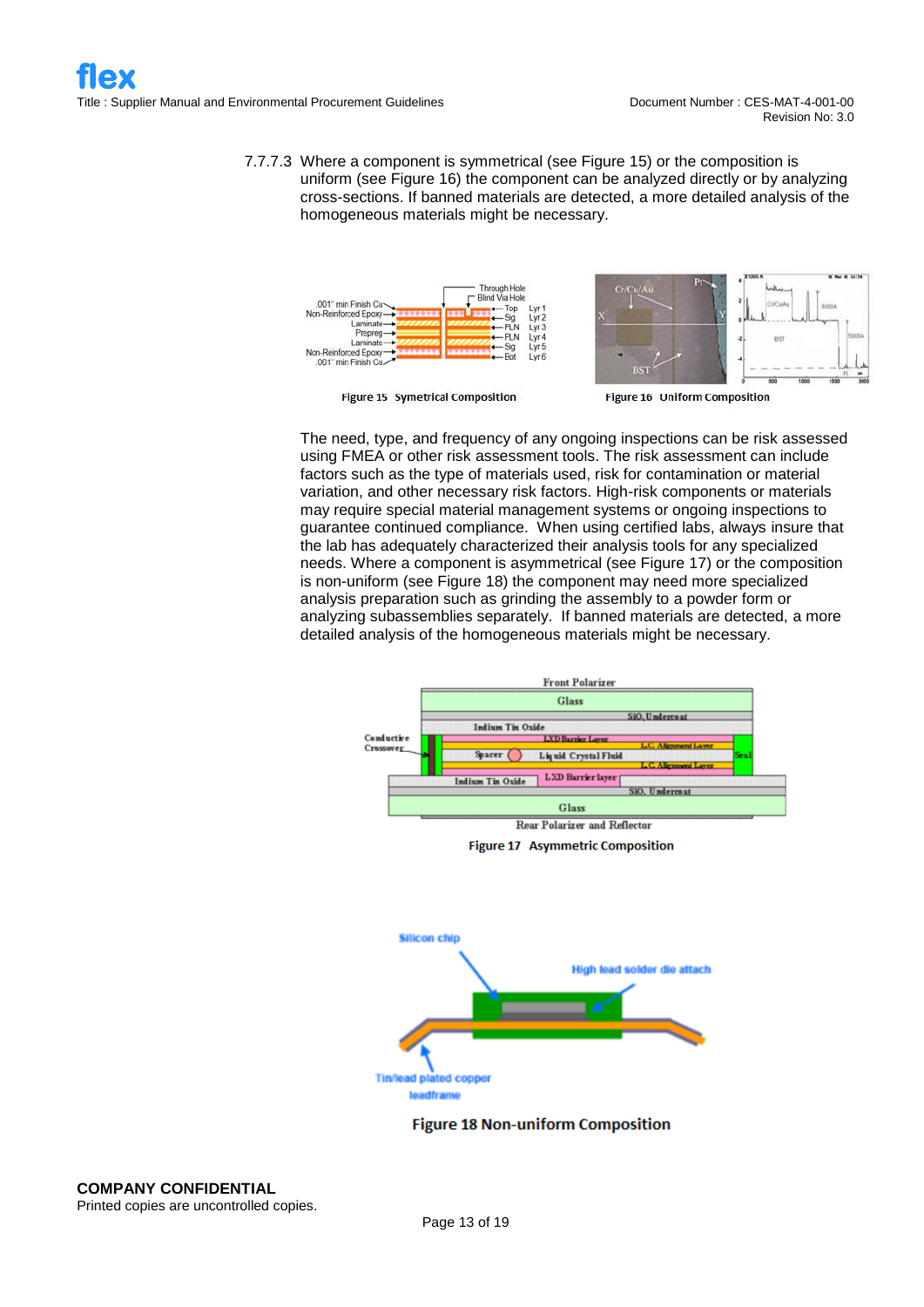7.7.7.3 Where a component is symmetrical (see Figure 15) or the composition is uniform (see Figure 16) the component can be analyzed directly or by analyzing cross-sections. If banned materials are detected, a more detailed analysis of the homogeneous materials might be necessary.

Figure 15 Symetrical Composition

Figure 16 Uniform Composition

The need, type, and frequency of any ongoing inspections can be risk assessed using FMEA or other risk assessment tools. The risk assessment can include factors such as the type of materials used, risk for contamination or material variation, and other necessary risk factors. High-risk components or materials may require special material management systems or ongoing inspections to guarantee continued compliance. When using certified labs, always insure that the lab has adequately characterized their analysis tools for any specialized needs. Where a component is asymmetrical (see Figure 17) or the composition is non-uniform (see Figure 18) the component may need more specialized analysis preparation such as grinding the assembly to a powder form or analyzing subassemblies separately. If banned materials are detected, a more detailed analysis of the homogeneous materials might be necessary.

Figure 17 Asymmetric Composition

Figure 18 Non-uniform Composition

**COMPANY CONFIDENTIAL**
Printed copies are uncontrolled copies.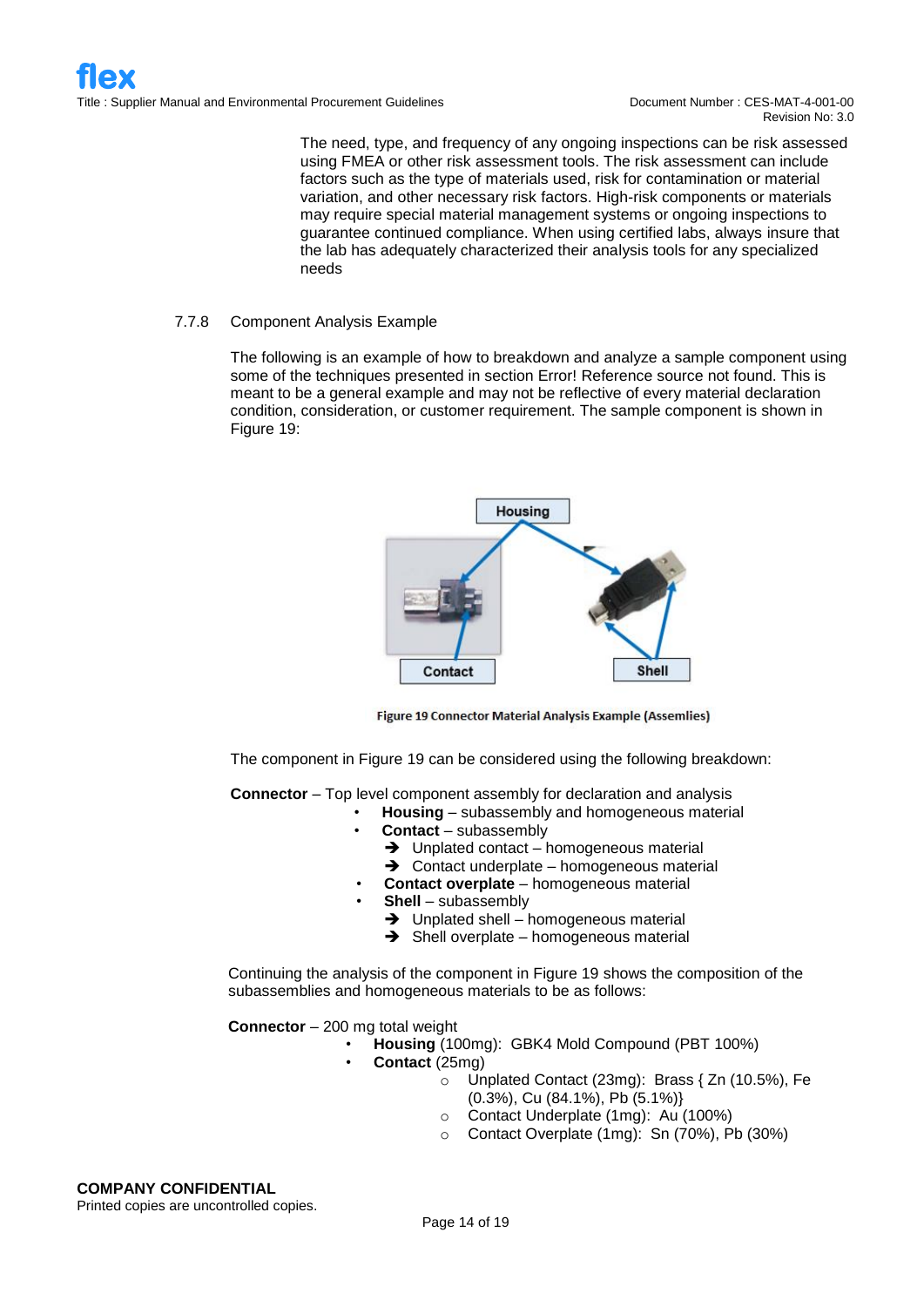The need, type, and frequency of any ongoing inspections can be risk assessed using FMEA or other risk assessment tools. The risk assessment can include factors such as the type of materials used, risk for contamination or material variation, and other necessary risk factors. High-risk components or materials may require special material management systems or ongoing inspections to guarantee continued compliance. When using certified labs, always insure that the lab has adequately characterized their analysis tools for any specialized needs

### 7.7.8 Component Analysis Example

The following is an example of how to breakdown and analyze a sample component using some of the techniques presented in section Error! Reference source not found. This is meant to be a general example and may not be reflective of every material declaration condition, consideration, or customer requirement. The sample component is shown in Figure 19:

Figure 19 Connector Material Analysis Example (Assemlies)

The component in Figure 19 can be considered using the following breakdown:

**Connector** – Top level component assembly for declaration and analysis

- **Housing** – subassembly and homogeneous material
- **Contact** – subassembly
  - ➔ Unplated contact – homogeneous material
  - ➔ Contact underplate – homogeneous material
- **Contact overplate** – homogeneous material
- **Shell** – subassembly
  - ➔ Unplated shell – homogeneous material
  - ➔ Shell overplate – homogeneous material

Continuing the analysis of the component in Figure 19 shows the composition of the subassemblies and homogeneous materials to be as follows:

**Connector** – 200 mg total weight

- **Housing** (100mg): GBK4 Mold Compound (PBT 100%)
- **Contact** (25mg)
  - Unplated Contact (23mg): Brass { Zn (10.5%), Fe (0.3%), Cu (84.1%), Pb (5.1%)}
  - Contact Underplate (1mg): Au (100%)
  - Contact Overplate (1mg): Sn (70%), Pb (30%)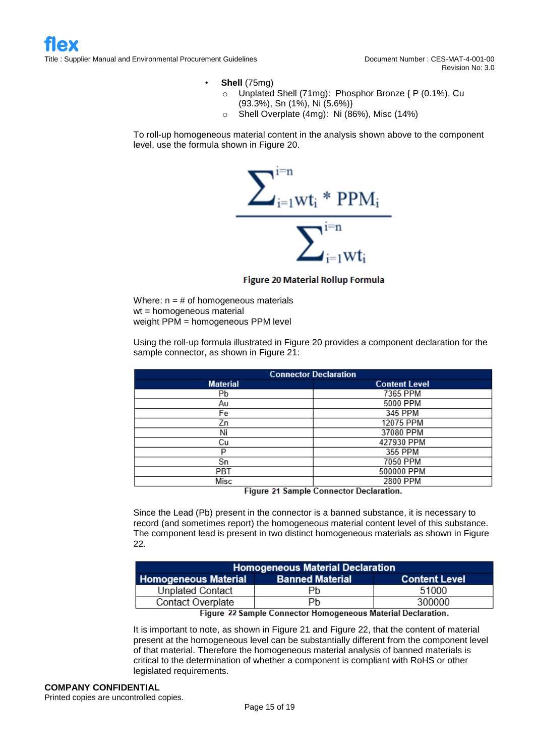- **Shell** (75mg)
  - Unplated Shell (71mg): Phosphor Bronze { P (0.1%), Cu (93.3%), Sn (1%), Ni (5.6%)}
  - Shell Overplate (4mg): Ni (86%), Misc (14%)

To roll-up homogeneous material content in the analysis shown above to the component level, use the formula shown in Figure 20.

$$\frac{\sum_{i=1}^{i=n} wt_i * PPM_i}{\sum_{i=1}^{i=n} wt_i}$$

**Figure 20 Material Rollup Formula**

Where: n = # of homogeneous materials
wt = homogeneous material
weight PPM = homogeneous PPM level

Using the roll-up formula illustrated in Figure 20 provides a component declaration for the sample connector, as shown in Figure 21:

| Connector Declaration | |
|---|---|
| **Material** | **Content Level** |
| Pb | 7365 PPM |
| Au | 5000 PPM |
| Fe | 345 PPM |
| Zn | 12075 PPM |
| Ni | 37080 PPM |
| Cu | 427930 PPM |
| P | 355 PPM |
| Sn | 7050 PPM |
| PBT | 500000 PPM |
| Misc | 2800 PPM |

**Figure 21 Sample Connector Declaration.**

Since the Lead (Pb) present in the connector is a banned substance, it is necessary to record (and sometimes report) the homogeneous material content level of this substance. The component lead is present in two distinct homogeneous materials as shown in Figure 22.

| Homogeneous Material Declaration | | |
|---|---|---|
| **Homogeneous Material** | **Banned Material** | **Content Level** |
| Unplated Contact | Pb | 51000 |
| Contact Overplate | Pb | 300000 |

**Figure 22 Sample Connector Homogeneous Material Declaration.**

It is important to note, as shown in Figure 21 and Figure 22, that the content of material present at the homogeneous level can be substantially different from the component level of that material. Therefore the homogeneous material analysis of banned materials is critical to the determination of whether a component is compliant with RoHS or other legislated requirements.

**COMPANY CONFIDENTIAL**
Printed copies are uncontrolled copies.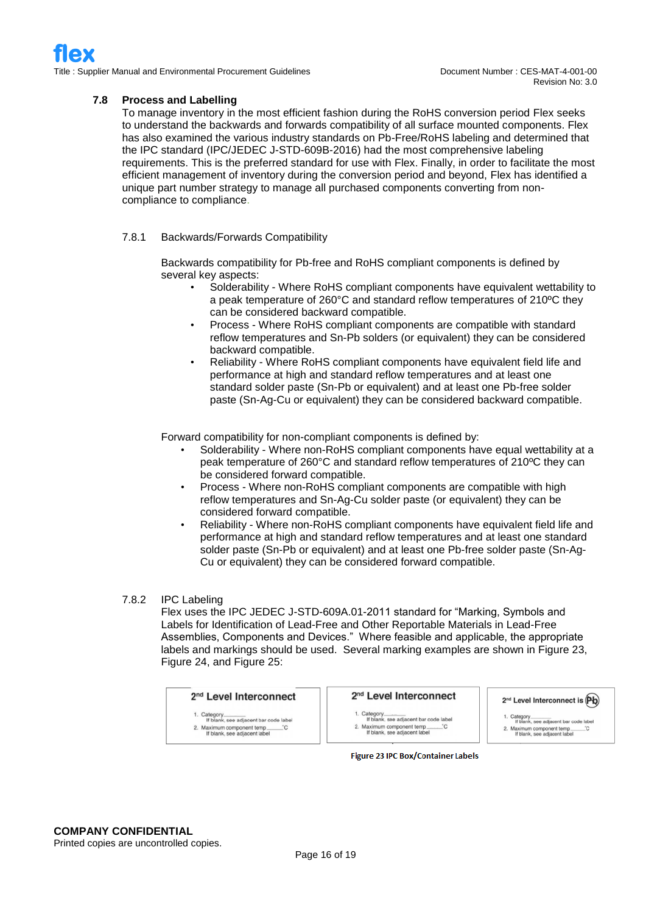### 7.8 Process and Labelling

To manage inventory in the most efficient fashion during the RoHS conversion period Flex seeks to understand the backwards and forwards compatibility of all surface mounted components. Flex has also examined the various industry standards on Pb-Free/RoHS labeling and determined that the IPC standard (IPC/JEDEC J-STD-609B-2016) had the most comprehensive labeling requirements. This is the preferred standard for use with Flex. Finally, in order to facilitate the most efficient management of inventory during the conversion period and beyond, Flex has identified a unique part number strategy to manage all purchased components converting from non-compliance to compliance.

#### 7.8.1 Backwards/Forwards Compatibility

Backwards compatibility for Pb-free and RoHS compliant components is defined by several key aspects:

- Solderability - Where RoHS compliant components have equivalent wettability to a peak temperature of 260°C and standard reflow temperatures of 210ºC they can be considered backward compatible.
- Process - Where RoHS compliant components are compatible with standard reflow temperatures and Sn-Pb solders (or equivalent) they can be considered backward compatible.
- Reliability - Where RoHS compliant components have equivalent field life and performance at high and standard reflow temperatures and at least one standard solder paste (Sn-Pb or equivalent) and at least one Pb-free solder paste (Sn-Ag-Cu or equivalent) they can be considered backward compatible.

Forward compatibility for non-compliant components is defined by:

- Solderability - Where non-RoHS compliant components have equal wettability at a peak temperature of 260°C and standard reflow temperatures of 210ºC they can be considered forward compatible.
- Process - Where non-RoHS compliant components are compatible with high reflow temperatures and Sn-Ag-Cu solder paste (or equivalent) they can be considered forward compatible.
- Reliability - Where non-RoHS compliant components have equivalent field life and performance at high and standard reflow temperatures and at least one standard solder paste (Sn-Pb or equivalent) and at least one Pb-free solder paste (Sn-Ag-Cu or equivalent) they can be considered forward compatible.

#### 7.8.2 IPC Labeling

Flex uses the IPC JEDEC J-STD-609A.01-2011 standard for "Marking, Symbols and Labels for Identification of Lead-Free and Other Reportable Materials in Lead-Free Assemblies, Components and Devices." Where feasible and applicable, the appropriate labels and markings should be used. Several marking examples are shown in Figure 23, Figure 24, and Figure 25:

| 2nd Level Interconnect | 2nd Level Interconnect | 2nd Level Interconnect is (Pb) |
|---|---|---|
| 1. Category\_\_\_\_ If blank, see adjacent bar code label | 1. Category\_\_\_\_ If blank, see adjacent bar code label | 1. Category\_\_\_\_ If blank, see adjacent bar code label |
| 2. Maximum component temp\_\_\_\_°C If blank, see adjacent label | 2. Maximum component temp\_\_\_\_°C If blank, see adjacent label | 2. Maximum component temp\_\_\_\_°C If blank, see adjacent label |

Figure 23 IPC Box/Container Labels

**COMPANY CONFIDENTIAL**
Printed copies are uncontrolled copies.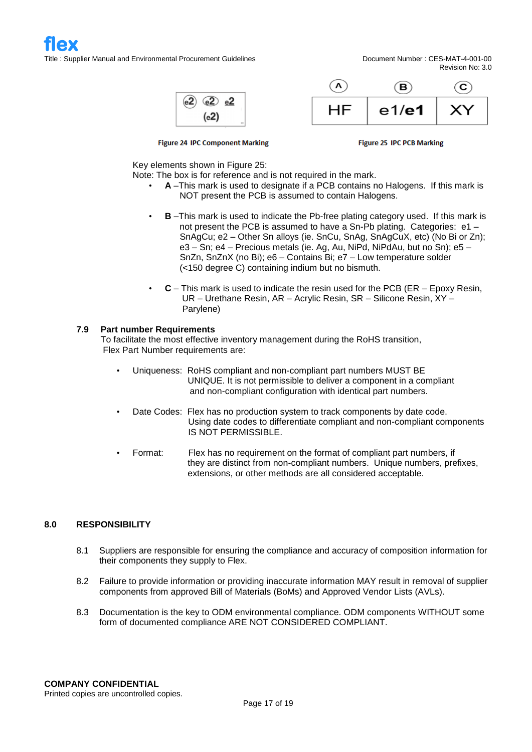Figure 24 IPC Component Marking

| A | B | C |
|---|---|---|
| HF | e1/**e1** | XY |

Figure 25 IPC PCB Marking

Key elements shown in Figure 25:
Note: The box is for reference and is not required in the mark.

- **A** –This mark is used to designate if a PCB contains no Halogens. If this mark is NOT present the PCB is assumed to contain Halogens.
- **B** –This mark is used to indicate the Pb-free plating category used. If this mark is not present the PCB is assumed to have a Sn-Pb plating. Categories: e1 – SnAgCu; e2 – Other Sn alloys (ie. SnCu, SnAg, SnAgCuX, etc) (No Bi or Zn); e3 – Sn; e4 – Precious metals (ie. Ag, Au, NiPd, NiPdAu, but no Sn); e5 – SnZn, SnZnX (no Bi); e6 – Contains Bi; e7 – Low temperature solder (<150 degree C) containing indium but no bismuth.
- **C** – This mark is used to indicate the resin used for the PCB (ER – Epoxy Resin, UR – Urethane Resin, AR – Acrylic Resin, SR – Silicone Resin, XY – Parylene)

### 7.9 Part number Requirements

To facilitate the most effective inventory management during the RoHS transition, Flex Part Number requirements are:

- Uniqueness: RoHS compliant and non-compliant part numbers MUST BE UNIQUE. It is not permissible to deliver a component in a compliant and non-compliant configuration with identical part numbers.
- Date Codes: Flex has no production system to track components by date code. Using date codes to differentiate compliant and non-compliant components IS NOT PERMISSIBLE.
- Format: Flex has no requirement on the format of compliant part numbers, if they are distinct from non-compliant numbers. Unique numbers, prefixes, extensions, or other methods are all considered acceptable.

## 8.0 RESPONSIBILITY

8.1 Suppliers are responsible for ensuring the compliance and accuracy of composition information for their components they supply to Flex.

8.2 Failure to provide information or providing inaccurate information MAY result in removal of supplier components from approved Bill of Materials (BoMs) and Approved Vendor Lists (AVLs).

8.3 Documentation is the key to ODM environmental compliance. ODM components WITHOUT some form of documented compliance ARE NOT CONSIDERED COMPLIANT.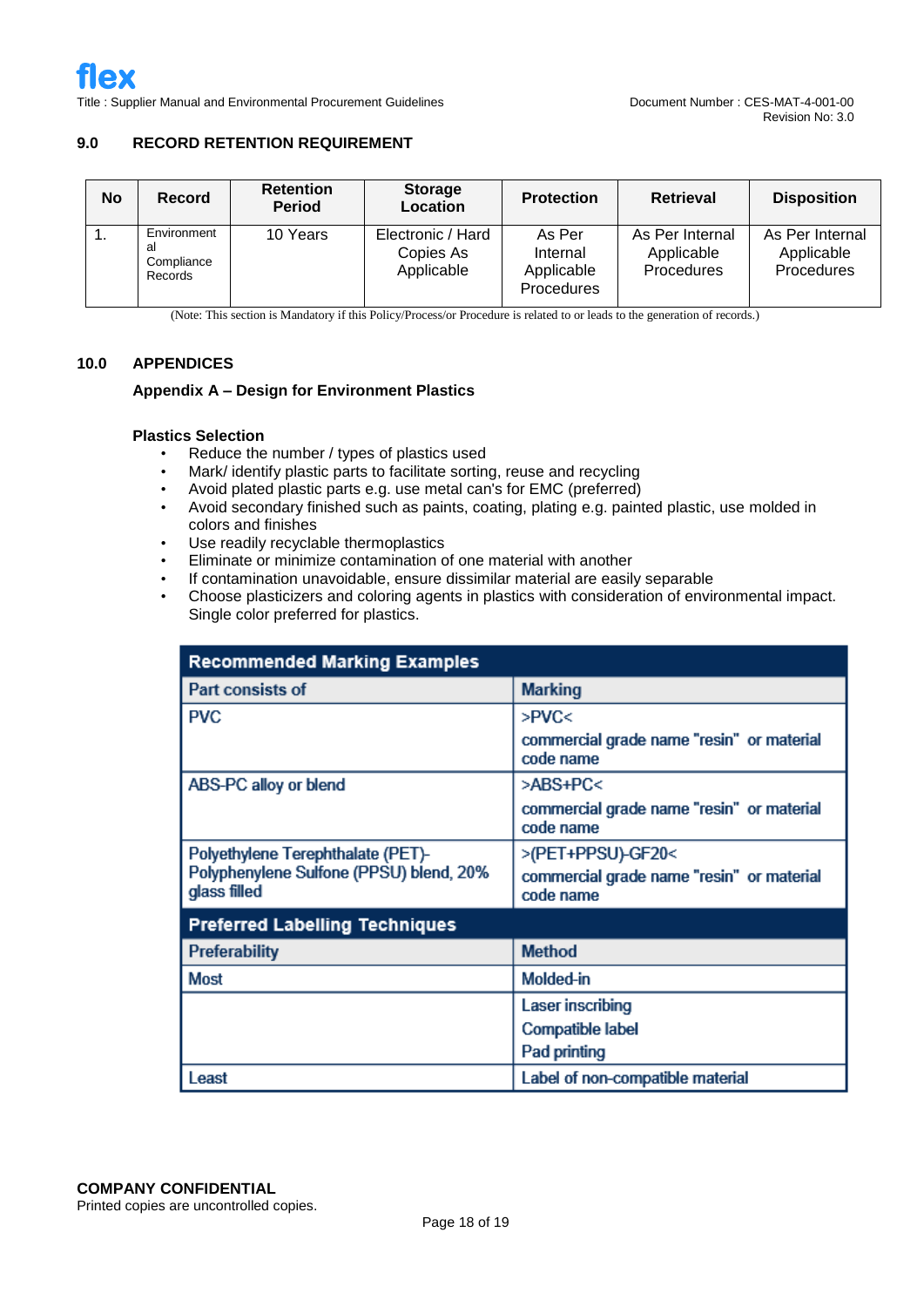## 9.0 RECORD RETENTION REQUIREMENT

| No | Record | Retention Period | Storage Location | Protection | Retrieval | Disposition |
|---|---|---|---|---|---|---|
| 1. | Environmental Compliance Records | 10 Years | Electronic / Hard Copies As Applicable | As Per Internal Applicable Procedures | As Per Internal Applicable Procedures | As Per Internal Applicable Procedures |

(Note: This section is Mandatory if this Policy/Process/or Procedure is related to or leads to the generation of records.)

## 10.0 APPENDICES

### Appendix A – Design for Environment Plastics

**Plastics Selection**

- Reduce the number / types of plastics used
- Mark/ identify plastic parts to facilitate sorting, reuse and recycling
- Avoid plated plastic parts e.g. use metal can's for EMC (preferred)
- Avoid secondary finished such as paints, coating, plating e.g. painted plastic, use molded in colors and finishes
- Use readily recyclable thermoplastics
- Eliminate or minimize contamination of one material with another
- If contamination unavoidable, ensure dissimilar material are easily separable
- Choose plasticizers and coloring agents in plastics with consideration of environmental impact. Single color preferred for plastics.

| Recommended Marking Examples | |
|---|---|
| **Part consists of** | **Marking** |
| PVC | >PVC<<br>commercial grade name "resin" or material code name |
| ABS-PC alloy or blend | >ABS+PC<<br>commercial grade name "resin" or material code name |
| Polyethylene Terephthalate (PET)-Polyphenylene Sulfone (PPSU) blend, 20% glass filled | >(PET+PPSU)-GF20<<br>commercial grade name "resin" or material code name |
| **Preferred Labelling Techniques** | |
| **Preferability** | **Method** |
| Most | Molded-in |
| | Laser inscribing<br>Compatible label<br>Pad printing |
| Least | Label of non-compatible material |

**COMPANY CONFIDENTIAL**
Printed copies are uncontrolled copies.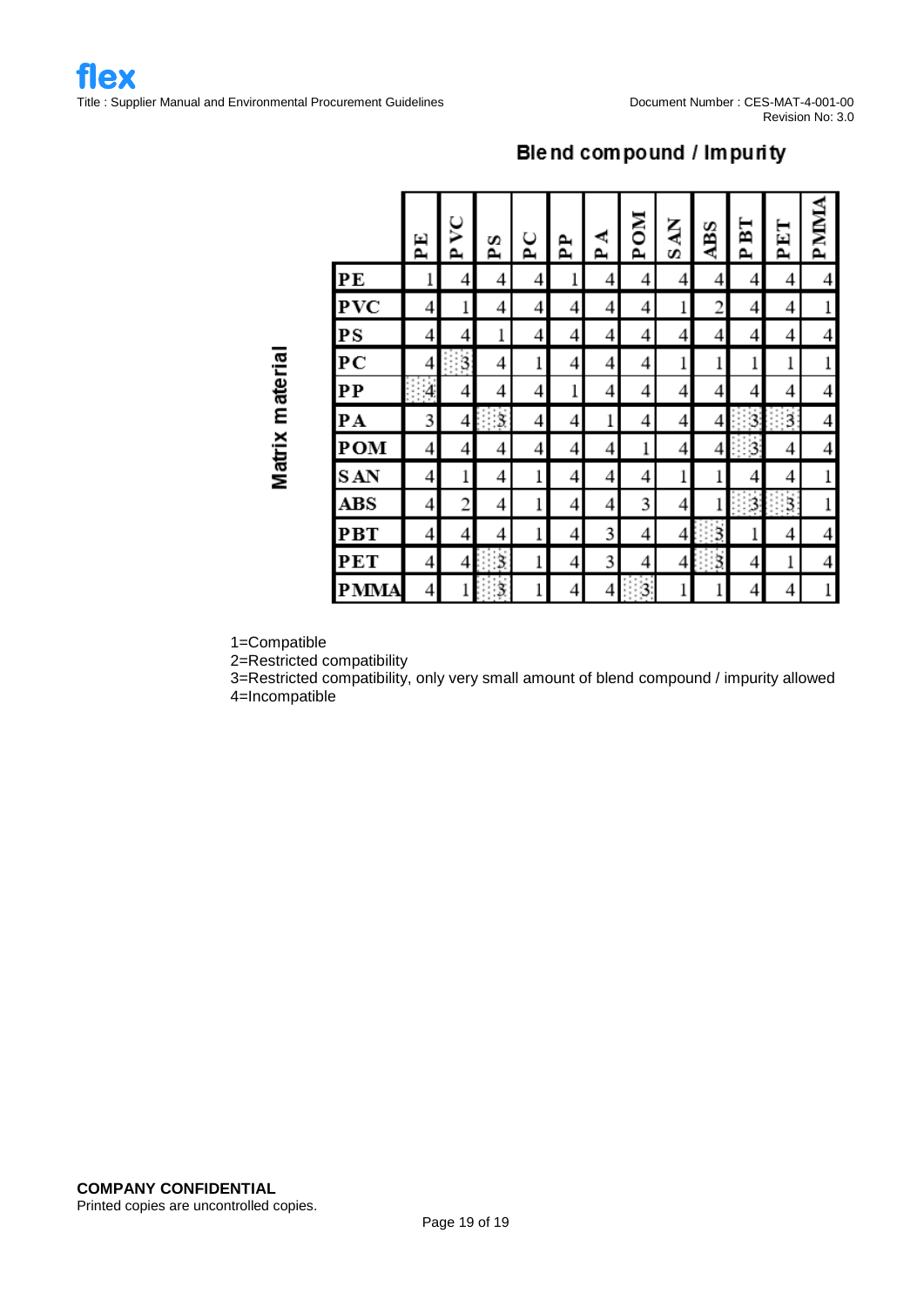## Blend compound / Impurity

Matrix material

| | PE | PVC | PS | PC | PP | PA | POM | SAN | ABS | PBT | PET | PMMA |
|---|---|---|---|---|---|---|---|---|---|---|---|---|
| PE | 1 | 4 | 4 | 4 | 1 | 4 | 4 | 4 | 4 | 4 | 4 | 4 |
| PVC | 4 | 1 | 4 | 4 | 4 | 4 | 4 | 1 | 2 | 4 | 4 | 1 |
| PS | 4 | 4 | 1 | 4 | 4 | 4 | 4 | 4 | 4 | 4 | 4 | 4 |
| PC | 4 | 3 | 4 | 1 | 4 | 4 | 4 | 1 | 1 | 1 | 1 | 1 |
| PP | 4 | 4 | 4 | 4 | 1 | 4 | 4 | 4 | 4 | 4 | 4 | 4 |
| PA | 3 | 4 | 3 | 4 | 4 | 1 | 4 | 4 | 4 | 3 | 3 | 4 |
| POM | 4 | 4 | 4 | 4 | 4 | 4 | 1 | 4 | 4 | 3 | 4 | 4 |
| SAN | 4 | 1 | 4 | 1 | 4 | 4 | 4 | 1 | 1 | 4 | 4 | 1 |
| ABS | 4 | 2 | 4 | 1 | 4 | 4 | 3 | 4 | 1 | 3 | 3 | 1 |
| PBT | 4 | 4 | 4 | 1 | 4 | 3 | 4 | 4 | 3 | 1 | 4 | 4 |
| PET | 4 | 4 | 3 | 1 | 4 | 3 | 4 | 4 | 3 | 4 | 1 | 4 |
| PMMA | 4 | 1 | 3 | 1 | 4 | 4 | 3 | 1 | 1 | 4 | 4 | 1 |

1=Compatible

2=Restricted compatibility

3=Restricted compatibility, only very small amount of blend compound / impurity allowed

4=Incompatible

**COMPANY CONFIDENTIAL**

Printed copies are uncontrolled copies.